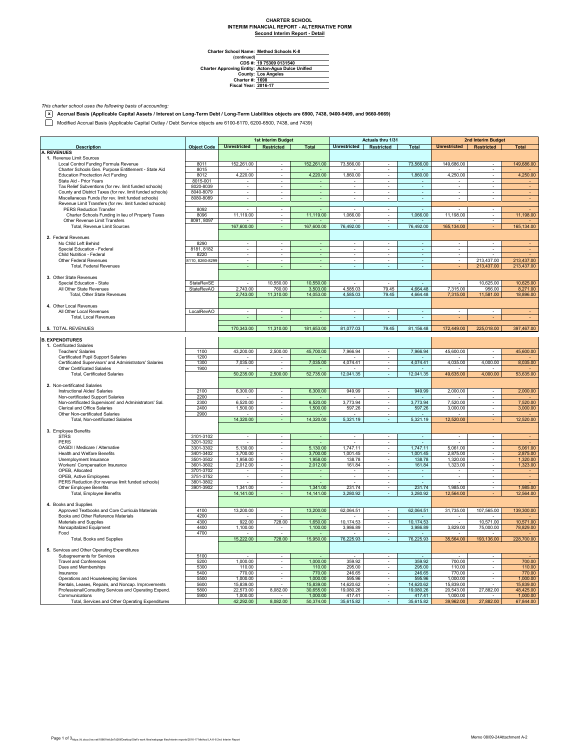**CHARTER SCHOOL**
**INTERIM FINANCIAL REPORT - ALTERNATIVE FORM**
**Second Interim Report - Detail**

**Charter School Name:** Method Schools K-8
**(continued)**
**CDS #:** 19 75309 0131540
**Charter Approving Entity:** Acton-Agua Dulce Unified
**County:** Los Angeles
**Charter #:** 1698
**Fiscal Year:** 2016-17

*This charter school uses the following basis of accounting:*

[x] **Accrual Basis (Applicable Capital Assets / Interest on Long-Term Debt / Long-Term Liabilities objects are 6900, 7438, 9400-9499, and 9660-9669)**

[ ] Modified Accrual Basis (Applicable Capital Outlay / Debt Service objects are 6100-6170, 6200-6500, 7438, and 7439)

| Description | Object Code | 1st Interim Budget | | | Actuals thru 1/31 | | | 2nd Interim Budget | | |
|---|---|---|---|---|---|---|---|---|---|---|
| | | Unrestricted | Restricted | Total | Unrestricted | Restricted | Total | Unrestricted | Restricted | Total |
| **A. REVENUES** | | | | | | | | | | |
| 1. Revenue Limit Sources | | | | | | | | | | |
| Local Control Funding Formula Revenue | 8011 | 152,261.00 | - | 152,261.00 | 73,566.00 | - | 73,566.00 | 149,686.00 | - | 149,686.00 |
| Charter Schools Gen. Purpose Entitlement - State Aid | 8015 | - | - | - | - | - | - | - | - | - |
| Education Proctection Act Funding | 8012 | 4,220.00 | - | 4,220.00 | 1,860.00 | - | 1,860.00 | 4,250.00 | - | 4,250.00 |
| State Aid - Prior Years | 8015-001 | - | - | - | - | - | - | - | - | - |
| Tax Relief Subventions (for rev. limit funded schools) | 8020-8039 | - | - | - | - | - | - | - | - | - |
| County and District Taxes (for rev. limit funded schools) | 8040-8079 | - | - | - | - | - | - | - | - | - |
| Miscellaneous Funds (for rev. limit funded schools) | 8080-8089 | - | - | - | - | - | - | - | - | - |
| Revenue Limit Transfers (for rev. limit funded schools): | | | | | | | | | | |
| PERS Reduction Transfer | 8092 | - | - | - | - | - | - | - | - | - |
| Charter Schools Funding in lieu of Property Taxes | 8096 | 11,119.00 | - | 11,119.00 | 1,066.00 | - | 1,066.00 | 11,198.00 | - | 11,198.00 |
| Other Revenue Limit Transfers | 8091, 8097 | - | - | - | - | - | - | - | - | - |
| Total, Revenue Limit Sources | | 167,600.00 | - | 167,600.00 | 76,492.00 | - | 76,492.00 | 165,134.00 | - | 165,134.00 |
| 2. Federal Revenues | | | | | | | | | | |
| No Child Left Behind | 8290 | - | - | - | - | - | - | - | - | - |
| Special Education - Federal | 8181, 8182 | - | - | - | - | - | - | - | - | - |
| Child Nutrition - Federal | 8220 | - | - | - | - | - | - | - | - | - |
| Other Federal Revenues | 8110, 8260-8299 | - | - | - | - | - | - | - | 213,437.00 | 213,437.00 |
| Total, Federal Revenues | | - | - | - | - | - | - | - | 213,437.00 | 213,437.00 |
| 3. Other State Revenues | | | | | | | | | | |
| Special Education - State | StateRevSE | - | 10,550.00 | 10,550.00 | - | - | - | - | 10,625.00 | 10,625.00 |
| All Other State Revenues | StateRevAO | 2,743.00 | 760.00 | 3,503.00 | 4,585.03 | 79.45 | 4,664.48 | 7,315.00 | 956.00 | 8,271.00 |
| Total, Other State Revenues | | 2,743.00 | 11,310.00 | 14,053.00 | 4,585.03 | 79.45 | 4,664.48 | 7,315.00 | 11,581.00 | 18,896.00 |
| 4. Other Local Revenues | | | | | | | | | | |
| All Other Local Revenues | LocalRevAO | - | - | - | - | - | - | - | - | - |
| Total, Local Revenues | | - | - | - | - | - | - | - | - | - |
| 5. TOTAL REVENUES | | 170,343.00 | 11,310.00 | 181,653.00 | 81,077.03 | 79.45 | 81,156.48 | 172,449.00 | 225,018.00 | 397,467.00 |
| **B. EXPENDITURES** | | | | | | | | | | |
| 1. Certificated Salaries | | | | | | | | | | |
| Teachers' Salaries | 1100 | 43,200.00 | 2,500.00 | 45,700.00 | 7,966.94 | - | 7,966.94 | 45,600.00 | - | 45,600.00 |
| Certificated Pupil Support Salaries | 1200 | - | - | - | - | - | - | - | - | - |
| Certificated Supervisors' and Administrators' Salaries | 1300 | 7,035.00 | - | 7,035.00 | 4,074.41 | - | 4,074.41 | 4,035.00 | 4,000.00 | 8,035.00 |
| Other Certificated Salaries | 1900 | - | - | - | - | - | - | - | - | - |
| Total, Certificated Salaries | | 50,235.00 | 2,500.00 | 52,735.00 | 12,041.35 | - | 12,041.35 | 49,635.00 | 4,000.00 | 53,635.00 |
| 2. Non-certificated Salaries | | | | | | | | | | |
| Instructional Aides' Salaries | 2100 | 6,300.00 | - | 6,300.00 | 949.99 | - | 949.99 | 2,000.00 | - | 2,000.00 |
| Non-certificated Support Salaries | 2200 | - | - | - | - | - | - | - | - | - |
| Non-certificated Supervisors' and Administrators' Sal. | 2300 | 6,520.00 | - | 6,520.00 | 3,773.94 | - | 3,773.94 | 7,520.00 | - | 7,520.00 |
| Clerical and Office Salaries | 2400 | 1,500.00 | - | 1,500.00 | 597.26 | - | 597.26 | 3,000.00 | - | 3,000.00 |
| Other Non-certificated Salaries | 2900 | - | - | - | - | - | - | - | - | - |
| Total, Non-certificated Salaries | | 14,320.00 | - | 14,320.00 | 5,321.19 | - | 5,321.19 | 12,520.00 | - | 12,520.00 |
| 3. Employee Benefits | | | | | | | | | | |
| STRS | 3101-3102 | - | - | - | - | - | - | - | - | - |
| PERS | 3201-3202 | - | - | - | - | - | - | - | - | - |
| OASDI / Medicare / Alternative | 3301-3302 | 5,130.00 | - | 5,130.00 | 1,747.11 | - | 1,747.11 | 5,061.00 | - | 5,061.00 |
| Health and Welfare Benefits | 3401-3402 | 3,700.00 | - | 3,700.00 | 1,001.45 | - | 1,001.45 | 2,875.00 | - | 2,875.00 |
| Unemployment Insurance | 3501-3502 | 1,958.00 | - | 1,958.00 | 138.78 | - | 138.78 | 1,320.00 | - | 1,320.00 |
| Workers' Compensation Insurance | 3601-3602 | 2,012.00 | - | 2,012.00 | 161.84 | - | 161.84 | 1,323.00 | - | 1,323.00 |
| OPEB, Allocated | 3701-3702 | - | - | - | - | - | - | - | - | - |
| OPEB, Active Employees | 3751-3752 | - | - | - | - | - | - | - | - | - |
| PERS Reduction (for revenue limit funded schools) | 3801-3802 | - | - | - | - | - | - | - | - | - |
| Other Employee Benefits | 3901-3902 | 1,341.00 | - | 1,341.00 | 231.74 | - | 231.74 | 1,985.00 | - | 1,985.00 |
| Total, Employee Benefits | | 14,141.00 | - | 14,141.00 | 3,280.92 | - | 3,280.92 | 12,564.00 | - | 12,564.00 |
| 4. Books and Supplies | | | | | | | | | | |
| Approved Textbooks and Core Curricula Materials | 4100 | 13,200.00 | - | 13,200.00 | 62,064.51 | - | 62,064.51 | 31,735.00 | 107,565.00 | 139,300.00 |
| Books and Other Reference Materials | 4200 | - | - | - | - | - | - | - | - | - |
| Materials and Supplies | 4300 | 922.00 | 728.00 | 1,650.00 | 10,174.53 | - | 10,174.53 | - | 10,571.00 | 10,571.00 |
| Noncapitalized Equipment | 4400 | 1,100.00 | - | 1,100.00 | 3,986.89 | - | 3,986.89 | 3,829.00 | 75,000.00 | 78,829.00 |
| Food | 4700 | - | - | - | - | - | - | - | - | - |
| Total, Books and Supplies | | 15,222.00 | 728.00 | 15,950.00 | 76,225.93 | - | 76,225.93 | 35,564.00 | 193,136.00 | 228,700.00 |
| 5. Services and Other Operating Expenditures | | | | | | | | | | |
| Subagreements for Services | 5100 | - | - | - | - | - | - | - | - | - |
| Travel and Conferences | 5200 | 1,000.00 | - | 1,000.00 | 359.92 | - | 359.92 | 700.00 | - | 700.00 |
| Dues and Memberships | 5300 | 110.00 | - | 110.00 | 295.00 | - | 295.00 | 110.00 | - | 110.00 |
| Insurance | 5400 | 770.00 | - | 770.00 | 246.65 | - | 246.65 | 770.00 | - | 770.00 |
| Operations and Housekeeping Services | 5500 | 1,000.00 | - | 1,000.00 | 595.96 | - | 595.96 | 1,000.00 | - | 1,000.00 |
| Rentals, Leases, Repairs, and Noncap. Improvements | 5600 | 15,839.00 | - | 15,839.00 | 14,620.62 | - | 14,620.62 | 15,839.00 | - | 15,839.00 |
| Professional/Consulting Services and Operating Expend. | 5800 | 22,573.00 | 8,082.00 | 30,655.00 | 19,080.26 | - | 19,080.26 | 20,543.00 | 27,882.00 | 48,425.00 |
| Communications | 5900 | 1,000.00 | - | 1,000.00 | 417.41 | - | 417.41 | 1,000.00 | - | 1,000.00 |
| Total, Services and Other Operating Expenditures | | 42,292.00 | 8,082.00 | 50,374.00 | 35,615.82 | - | 35,615.82 | 39,962.00 | 27,882.00 | 67,844.00 |

Memo 08/09-24Attachment A-2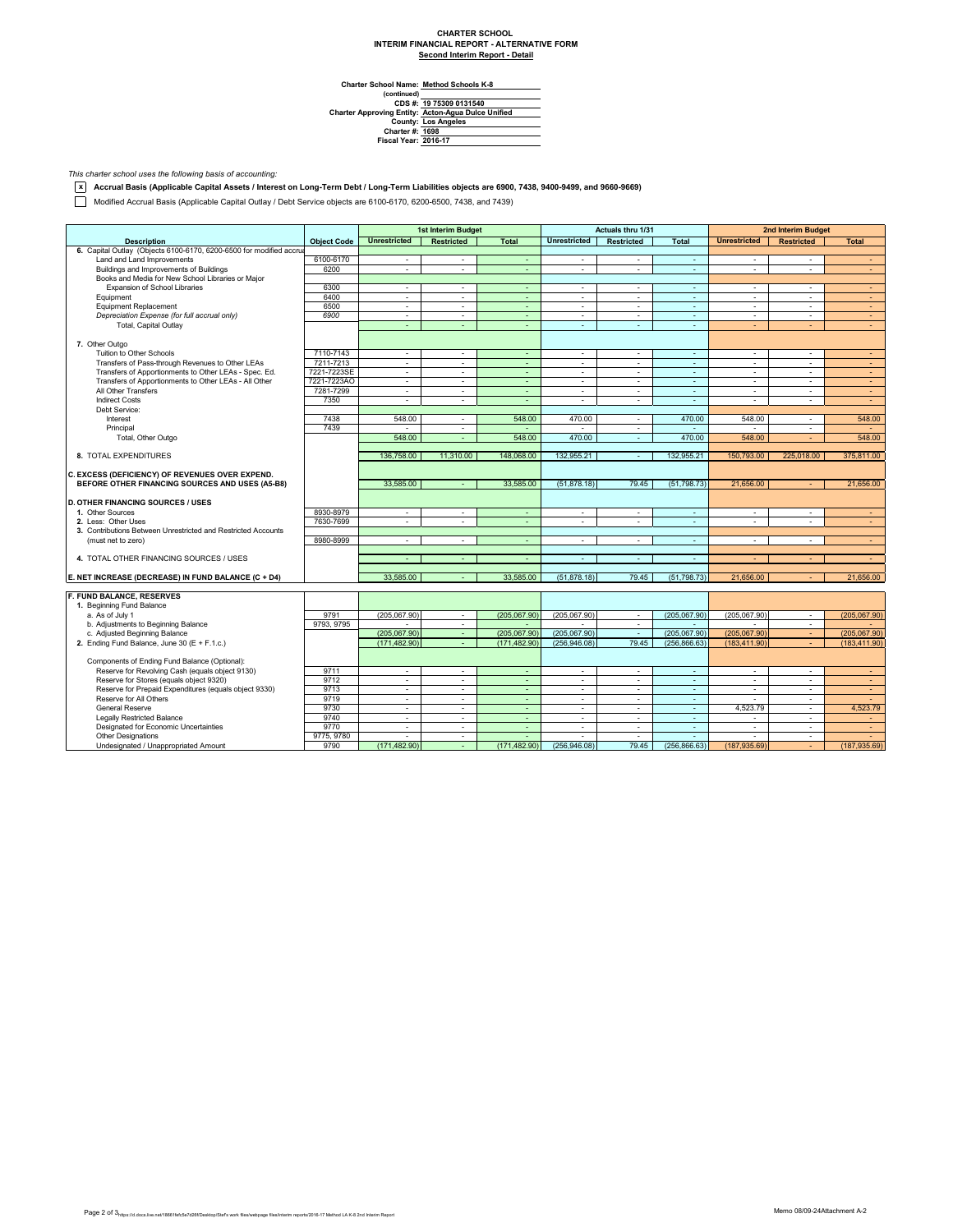**CHARTER SCHOOL**
**INTERIM FINANCIAL REPORT - ALTERNATIVE FORM**
**Second Interim Report - Detail**

**Charter School Name:** Method Schools K-8
**(continued)**
**CDS #:** 19 75309 0131540
**Charter Approving Entity:** Acton-Agua Dulce Unified
**County:** Los Angeles
**Charter #:** 1698
**Fiscal Year:** 2016-17

*This charter school uses the following basis of accounting:*

[x] **Accrual Basis (Applicable Capital Assets / Interest on Long-Term Debt / Long-Term Liabilities objects are 6900, 7438, 9400-9499, and 9660-9669)**

[ ] Modified Accrual Basis (Applicable Capital Outlay / Debt Service objects are 6100-6170, 6200-6500, 7438, and 7439)

| Description | Object Code | 1st Interim Budget | | | Actuals thru 1/31 | | | 2nd Interim Budget | | |
|---|---|---|---|---|---|---|---|---|---|---|
| | | Unrestricted | Restricted | Total | Unrestricted | Restricted | Total | Unrestricted | Restricted | Total |
| 6. Capital Outlay (Objects 6100-6170, 6200-6500 for modified accrual | | | | | | | | | | |
| Land and Land Improvements | 6100-6170 | - | - | - | - | - | - | - | - | - |
| Buildings and Improvements of Buildings | 6200 | - | - | - | - | - | - | - | - | - |
| Books and Media for New School Libraries or Major Expansion of School Libraries | 6300 | - | - | - | - | - | - | - | - | - |
| Equipment | 6400 | - | - | - | - | - | - | - | - | - |
| Equipment Replacement | 6500 | - | - | - | - | - | - | - | - | - |
| *Depreciation Expense (for full accrual only)* | *6900* | - | - | - | - | - | - | - | - | - |
| Total, Capital Outlay | | - | - | - | - | - | - | - | - | - |
| 7. Other Outgo | | | | | | | | | | |
| Tuition to Other Schools | 7110-7143 | - | - | - | - | - | - | - | - | - |
| Transfers of Pass-through Revenues to Other LEAs | 7211-7213 | - | - | - | - | - | - | - | - | - |
| Transfers of Apportionments to Other LEAs - Spec. Ed. | 7221-7223SE | - | - | - | - | - | - | - | - | - |
| Transfers of Apportionments to Other LEAs - All Other | 7221-7223AO | - | - | - | - | - | - | - | - | - |
| All Other Transfers | 7281-7299 | - | - | - | - | - | - | - | - | - |
| Indirect Costs | 7350 | - | - | - | - | - | - | - | - | - |
| Debt Service: | | | | | | | | | | |
| Interest | 7438 | 548.00 | - | 548.00 | 470.00 | - | 470.00 | 548.00 | - | 548.00 |
| Principal | 7439 | - | - | - | - | - | - | - | - | - |
| Total, Other Outgo | | 548.00 | - | 548.00 | 470.00 | - | 470.00 | 548.00 | - | 548.00 |
| 8. TOTAL EXPENDITURES | | 136,758.00 | 11,310.00 | 148,068.00 | 132,955.21 | - | 132,955.21 | 150,793.00 | 225,018.00 | 375,811.00 |
| **C. EXCESS (DEFICIENCY) OF REVENUES OVER EXPEND. BEFORE OTHER FINANCING SOURCES AND USES (A5-B8)** | | 33,585.00 | - | 33,585.00 | (51,878.18) | 79.45 | (51,798.73) | 21,656.00 | - | 21,656.00 |
| **D. OTHER FINANCING SOURCES / USES** | | | | | | | | | | |
| 1. Other Sources | 8930-8979 | - | - | - | - | - | - | - | - | - |
| 2. Less: Other Uses | 7630-7699 | - | - | - | - | - | - | - | - | - |
| 3. Contributions Between Unrestricted and Restricted Accounts (must net to zero) | 8980-8999 | - | - | - | - | - | - | - | - | - |
| 4. TOTAL OTHER FINANCING SOURCES / USES | | - | - | - | - | - | - | - | - | - |
| **E. NET INCREASE (DECREASE) IN FUND BALANCE (C + D4)** | | 33,585.00 | - | 33,585.00 | (51,878.18) | 79.45 | (51,798.73) | 21,656.00 | - | 21,656.00 |
| **F. FUND BALANCE, RESERVES** | | | | | | | | | | |
| 1. Beginning Fund Balance | | | | | | | | | | |
| a. As of July 1 | 9791 | (205,067.90) | - | (205,067.90) | (205,067.90) | - | (205,067.90) | (205,067.90) | - | (205,067.90) |
| b. Adjustments to Beginning Balance | 9793, 9795 | - | - | - | - | - | - | - | - | - |
| c. Adjusted Beginning Balance | | (205,067.90) | - | (205,067.90) | (205,067.90) | - | (205,067.90) | (205,067.90) | - | (205,067.90) |
| 2. Ending Fund Balance, June 30 (E + F.1.c.) | | (171,482.90) | - | (171,482.90) | (256,946.08) | 79.45 | (256,866.63) | (183,411.90) | - | (183,411.90) |
| Components of Ending Fund Balance (Optional): | | | | | | | | | | |
| Reserve for Revolving Cash (equals object 9130) | 9711 | - | - | - | - | - | - | - | - | - |
| Reserve for Stores (equals object 9320) | 9712 | - | - | - | - | - | - | - | - | - |
| Reserve for Prepaid Expenditures (equals object 9330) | 9713 | - | - | - | - | - | - | - | - | - |
| Reserve for All Others | 9719 | - | - | - | - | - | - | - | - | - |
| General Reserve | 9730 | - | - | - | - | - | - | 4,523.79 | - | 4,523.79 |
| Legally Restricted Balance | 9740 | - | - | - | - | - | - | - | - | - |
| Designated for Economic Uncertainties | 9770 | - | - | - | - | - | - | - | - | - |
| Other Designations | 9775, 9780 | - | - | - | - | - | - | - | - | - |
| Undesignated / Unappropriated Amount | 9790 | (171,482.90) | - | (171,482.90) | (256,946.08) | 79.45 | (256,866.63) | (187,935.69) | - | (187,935.69) |

Memo 08/09-24Attachment A-2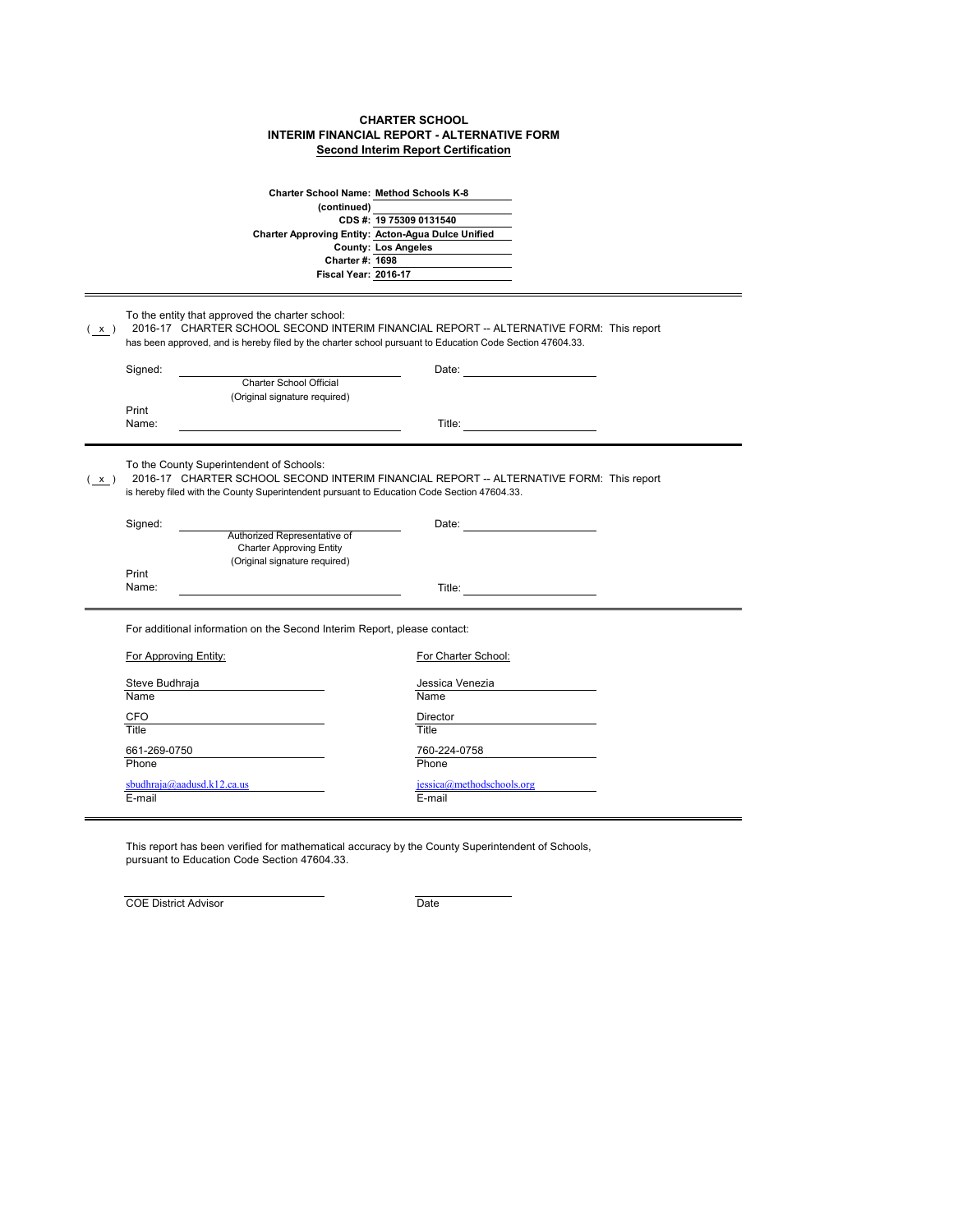# CHARTER SCHOOL
# INTERIM FINANCIAL REPORT - ALTERNATIVE FORM
## Second Interim Report Certification

**Charter School Name:** **Method Schools K-8**
**(continued)**
**CDS #:** **19 75309 0131540**
**Charter Approving Entity:** **Acton-Agua Dulce Unified**
**County:** **Los Angeles**
**Charter #:** **1698**
**Fiscal Year:** **2016-17**

---

To the entity that approved the charter school:

( x ) 2016-17 CHARTER SCHOOL SECOND INTERIM FINANCIAL REPORT -- ALTERNATIVE FORM: This report has been approved, and is hereby filed by the charter school pursuant to Education Code Section 47604.33.

Signed: ______________________ Date: ______________________
Charter School Official
(Original signature required)

Print Name: ______________________ Title: ______________________

---

To the County Superintendent of Schools:

( x ) 2016-17 CHARTER SCHOOL SECOND INTERIM FINANCIAL REPORT -- ALTERNATIVE FORM: This report is hereby filed with the County Superintendent pursuant to Education Code Section 47604.33.

Signed: ______________________ Date: ______________________
Authorized Representative of
Charter Approving Entity
(Original signature required)

Print Name: ______________________ Title: ______________________

---

For additional information on the Second Interim Report, please contact:

| For Approving Entity: | For Charter School: |
|---|---|
| Steve Budhraja | Jessica Venezia |
| Name | Name |
| CFO | Director |
| Title | Title |
| 661-269-0750 | 760-224-0758 |
| Phone | Phone |
| sbudhraja@aadusd.k12.ca.us | jessica@methodschools.org |
| E-mail | E-mail |

---

This report has been verified for mathematical accuracy by the County Superintendent of Schools, pursuant to Education Code Section 47604.33.

______________________ ______________
COE District Advisor Date